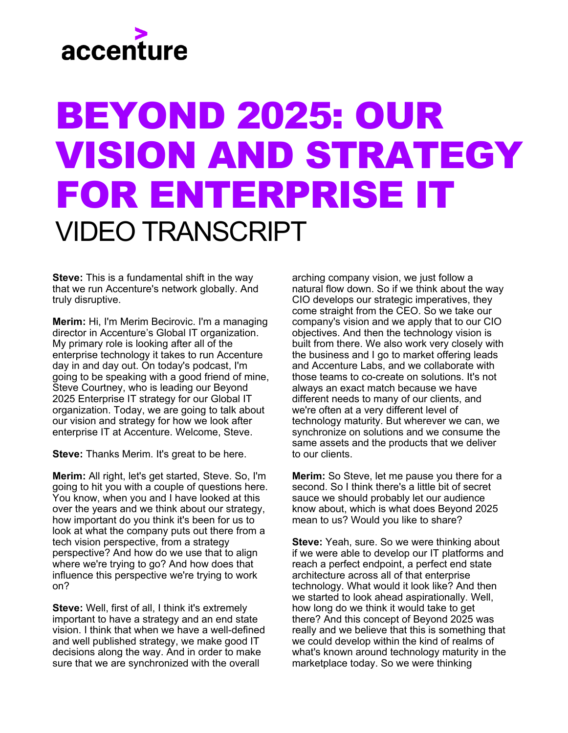accenture

# BEYOND 2025: OUR VISION AND STRATEGY FOR ENTERPRISE IT

## VIDEO TRANSCRIPT

**Steve:** This is a fundamental shift in the way that we run Accenture's network globally. And truly disruptive.

**Merim:** Hi, I'm Merim Becirovic. I'm a managing director in Accenture's Global IT organization. My primary role is looking after all of the enterprise technology it takes to run Accenture day in and day out. On today's podcast, I'm going to be speaking with a good friend of mine, Steve Courtney, who is leading our Beyond 2025 Enterprise IT strategy for our Global IT organization. Today, we are going to talk about our vision and strategy for how we look after enterprise IT at Accenture. Welcome, Steve.

**Steve:** Thanks Merim. It's great to be here.

**Merim:** All right, let's get started, Steve. So, I'm going to hit you with a couple of questions here. You know, when you and I have looked at this over the years and we think about our strategy, how important do you think it's been for us to look at what the company puts out there from a tech vision perspective, from a strategy perspective? And how do we use that to align where we're trying to go? And how does that influence this perspective we're trying to work on?

**Steve:** Well, first of all, I think it's extremely important to have a strategy and an end state vision. I think that when we have a well-defined and well published strategy, we make good IT decisions along the way. And in order to make sure that we are synchronized with the overall arching company vision, we just follow a natural flow down. So if we think about the way CIO develops our strategic imperatives, they come straight from the CEO. So we take our company's vision and we apply that to our CIO objectives. And then the technology vision is built from there. We also work very closely with the business and I go to market offering leads and Accenture Labs, and we collaborate with those teams to co-create on solutions. It's not always an exact match because we have different needs to many of our clients, and we're often at a very different level of technology maturity. But wherever we can, we synchronize on solutions and we consume the same assets and the products that we deliver to our clients.

**Merim:** So Steve, let me pause you there for a second. So I think there's a little bit of secret sauce we should probably let our audience know about, which is what does Beyond 2025 mean to us? Would you like to share?

**Steve:** Yeah, sure. So we were thinking about if we were able to develop our IT platforms and reach a perfect endpoint, a perfect end state architecture across all of that enterprise technology. What would it look like? And then we started to look ahead aspirationally. Well, how long do we think it would take to get there? And this concept of Beyond 2025 was really and we believe that this is something that we could develop within the kind of realms of what's known around technology maturity in the marketplace today. So we were thinking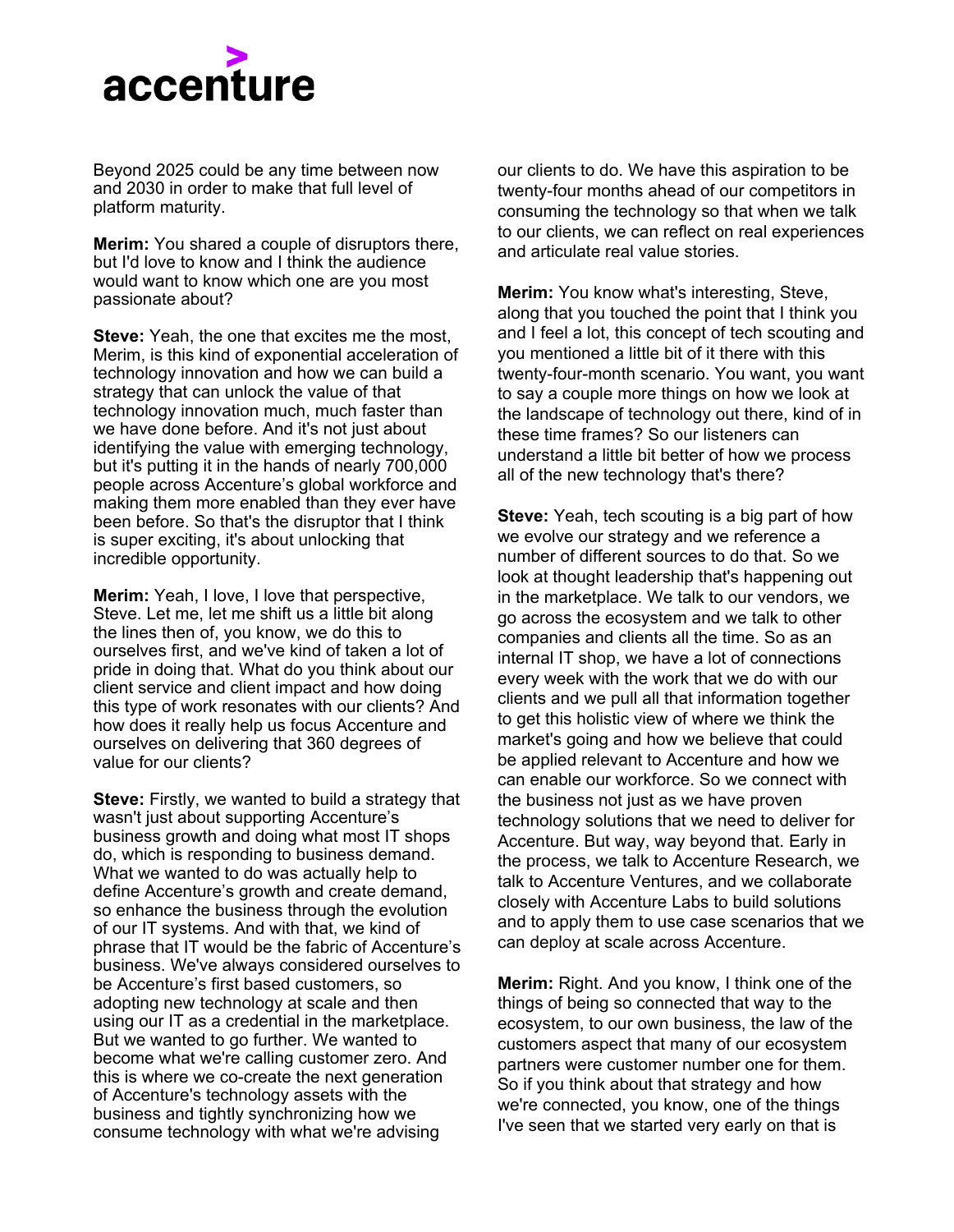Beyond 2025 could be any time between now and 2030 in order to make that full level of platform maturity.

**Merim:** You shared a couple of disruptors there, but I'd love to know and I think the audience would want to know which one are you most passionate about?

**Steve:** Yeah, the one that excites me the most, Merim, is this kind of exponential acceleration of technology innovation and how we can build a strategy that can unlock the value of that technology innovation much, much faster than we have done before. And it's not just about identifying the value with emerging technology, but it's putting it in the hands of nearly 700,000 people across Accenture's global workforce and making them more enabled than they ever have been before. So that's the disruptor that I think is super exciting, it's about unlocking that incredible opportunity.

**Merim:** Yeah, I love, I love that perspective, Steve. Let me, let me shift us a little bit along the lines then of, you know, we do this to ourselves first, and we've kind of taken a lot of pride in doing that. What do you think about our client service and client impact and how doing this type of work resonates with our clients? And how does it really help us focus Accenture and ourselves on delivering that 360 degrees of value for our clients?

**Steve:** Firstly, we wanted to build a strategy that wasn't just about supporting Accenture's business growth and doing what most IT shops do, which is responding to business demand. What we wanted to do was actually help to define Accenture's growth and create demand, so enhance the business through the evolution of our IT systems. And with that, we kind of phrase that IT would be the fabric of Accenture's business. We've always considered ourselves to be Accenture's first based customers, so adopting new technology at scale and then using our IT as a credential in the marketplace. But we wanted to go further. We wanted to become what we're calling customer zero. And this is where we co-create the next generation of Accenture's technology assets with the business and tightly synchronizing how we consume technology with what we're advising our clients to do. We have this aspiration to be twenty-four months ahead of our competitors in consuming the technology so that when we talk to our clients, we can reflect on real experiences and articulate real value stories.

**Merim:** You know what's interesting, Steve, along that you touched the point that I think you and I feel a lot, this concept of tech scouting and you mentioned a little bit of it there with this twenty-four-month scenario. You want, you want to say a couple more things on how we look at the landscape of technology out there, kind of in these time frames? So our listeners can understand a little bit better of how we process all of the new technology that's there?

**Steve:** Yeah, tech scouting is a big part of how we evolve our strategy and we reference a number of different sources to do that. So we look at thought leadership that's happening out in the marketplace. We talk to our vendors, we go across the ecosystem and we talk to other companies and clients all the time. So as an internal IT shop, we have a lot of connections every week with the work that we do with our clients and we pull all that information together to get this holistic view of where we think the market's going and how we believe that could be applied relevant to Accenture and how we can enable our workforce. So we connect with the business not just as we have proven technology solutions that we need to deliver for Accenture. But way, way beyond that. Early in the process, we talk to Accenture Research, we talk to Accenture Ventures, and we collaborate closely with Accenture Labs to build solutions and to apply them to use case scenarios that we can deploy at scale across Accenture.

**Merim:** Right. And you know, I think one of the things of being so connected that way to the ecosystem, to our own business, the law of the customers aspect that many of our ecosystem partners were customer number one for them. So if you think about that strategy and how we're connected, you know, one of the things I've seen that we started very early on that is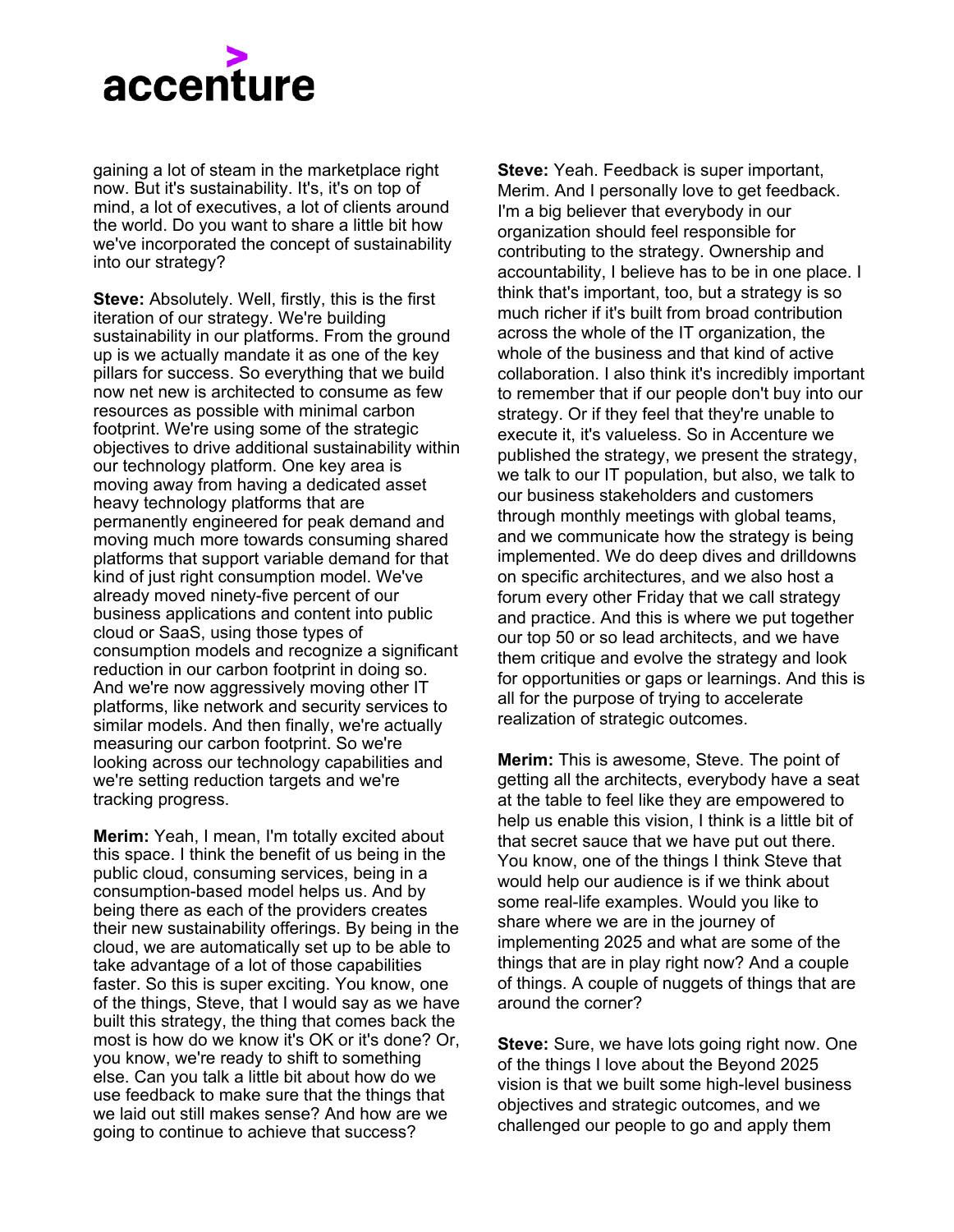gaining a lot of steam in the marketplace right now. But it's sustainability. It's, it's on top of mind, a lot of executives, a lot of clients around the world. Do you want to share a little bit how we've incorporated the concept of sustainability into our strategy?

**Steve:** Absolutely. Well, firstly, this is the first iteration of our strategy. We're building sustainability in our platforms. From the ground up is we actually mandate it as one of the key pillars for success. So everything that we build now net new is architected to consume as few resources as possible with minimal carbon footprint. We're using some of the strategic objectives to drive additional sustainability within our technology platform. One key area is moving away from having a dedicated asset heavy technology platforms that are permanently engineered for peak demand and moving much more towards consuming shared platforms that support variable demand for that kind of just right consumption model. We've already moved ninety-five percent of our business applications and content into public cloud or SaaS, using those types of consumption models and recognize a significant reduction in our carbon footprint in doing so. And we're now aggressively moving other IT platforms, like network and security services to similar models. And then finally, we're actually measuring our carbon footprint. So we're looking across our technology capabilities and we're setting reduction targets and we're tracking progress.

**Merim:** Yeah, I mean, I'm totally excited about this space. I think the benefit of us being in the public cloud, consuming services, being in a consumption-based model helps us. And by being there as each of the providers creates their new sustainability offerings. By being in the cloud, we are automatically set up to be able to take advantage of a lot of those capabilities faster. So this is super exciting. You know, one of the things, Steve, that I would say as we have built this strategy, the thing that comes back the most is how do we know it's OK or it's done? Or, you know, we're ready to shift to something else. Can you talk a little bit about how do we use feedback to make sure that the things that we laid out still makes sense? And how are we going to continue to achieve that success?

**Steve:** Yeah. Feedback is super important, Merim. And I personally love to get feedback. I'm a big believer that everybody in our organization should feel responsible for contributing to the strategy. Ownership and accountability, I believe has to be in one place. I think that's important, too, but a strategy is so much richer if it's built from broad contribution across the whole of the IT organization, the whole of the business and that kind of active collaboration. I also think it's incredibly important to remember that if our people don't buy into our strategy. Or if they feel that they're unable to execute it, it's valueless. So in Accenture we published the strategy, we present the strategy, we talk to our IT population, but also, we talk to our business stakeholders and customers through monthly meetings with global teams, and we communicate how the strategy is being implemented. We do deep dives and drilldowns on specific architectures, and we also host a forum every other Friday that we call strategy and practice. And this is where we put together our top 50 or so lead architects, and we have them critique and evolve the strategy and look for opportunities or gaps or learnings. And this is all for the purpose of trying to accelerate realization of strategic outcomes.

**Merim:** This is awesome, Steve. The point of getting all the architects, everybody have a seat at the table to feel like they are empowered to help us enable this vision, I think is a little bit of that secret sauce that we have put out there. You know, one of the things I think Steve that would help our audience is if we think about some real-life examples. Would you like to share where we are in the journey of implementing 2025 and what are some of the things that are in play right now? And a couple of things. A couple of nuggets of things that are around the corner?

**Steve:** Sure, we have lots going right now. One of the things I love about the Beyond 2025 vision is that we built some high-level business objectives and strategic outcomes, and we challenged our people to go and apply them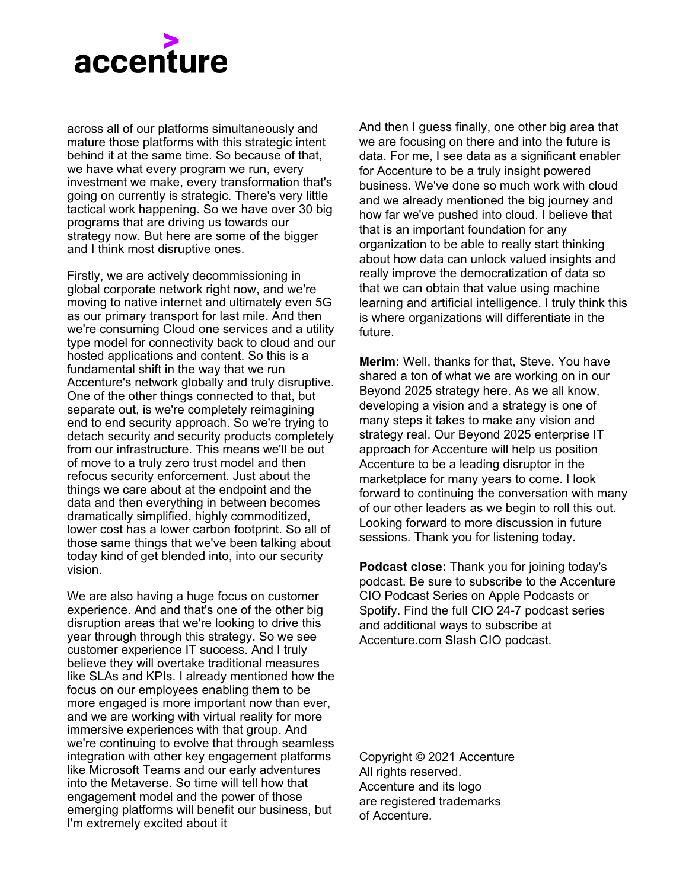across all of our platforms simultaneously and mature those platforms with this strategic intent behind it at the same time. So because of that, we have what every program we run, every investment we make, every transformation that's going on currently is strategic. There's very little tactical work happening. So we have over 30 big programs that are driving us towards our strategy now. But here are some of the bigger and I think most disruptive ones.

Firstly, we are actively decommissioning in global corporate network right now, and we're moving to native internet and ultimately even 5G as our primary transport for last mile. And then we're consuming Cloud one services and a utility type model for connectivity back to cloud and our hosted applications and content. So this is a fundamental shift in the way that we run Accenture's network globally and truly disruptive. One of the other things connected to that, but separate out, is we're completely reimagining end to end security approach. So we're trying to detach security and security products completely from our infrastructure. This means we'll be out of move to a truly zero trust model and then refocus security enforcement. Just about the things we care about at the endpoint and the data and then everything in between becomes dramatically simplified, highly commoditized, lower cost has a lower carbon footprint. So all of those same things that we've been talking about today kind of get blended into, into our security vision.

We are also having a huge focus on customer experience. And and that's one of the other big disruption areas that we're looking to drive this year through through this strategy. So we see customer experience IT success. And I truly believe they will overtake traditional measures like SLAs and KPIs. I already mentioned how the focus on our employees enabling them to be more engaged is more important now than ever, and we are working with virtual reality for more immersive experiences with that group. And we're continuing to evolve that through seamless integration with other key engagement platforms like Microsoft Teams and our early adventures into the Metaverse. So time will tell how that engagement model and the power of those emerging platforms will benefit our business, but I'm extremely excited about it

And then I guess finally, one other big area that we are focusing on there and into the future is data. For me, I see data as a significant enabler for Accenture to be a truly insight powered business. We've done so much work with cloud and we already mentioned the big journey and how far we've pushed into cloud. I believe that that is an important foundation for any organization to be able to really start thinking about how data can unlock valued insights and really improve the democratization of data so that we can obtain that value using machine learning and artificial intelligence. I truly think this is where organizations will differentiate in the future.

**Merim:** Well, thanks for that, Steve. You have shared a ton of what we are working on in our Beyond 2025 strategy here. As we all know, developing a vision and a strategy is one of many steps it takes to make any vision and strategy real. Our Beyond 2025 enterprise IT approach for Accenture will help us position Accenture to be a leading disruptor in the marketplace for many years to come. I look forward to continuing the conversation with many of our other leaders as we begin to roll this out. Looking forward to more discussion in future sessions. Thank you for listening today.

**Podcast close:** Thank you for joining today's podcast. Be sure to subscribe to the Accenture CIO Podcast Series on Apple Podcasts or Spotify. Find the full CIO 24-7 podcast series and additional ways to subscribe at Accenture.com Slash CIO podcast.

Copyright © 2021 Accenture
All rights reserved.
Accenture and its logo
are registered trademarks
of Accenture.